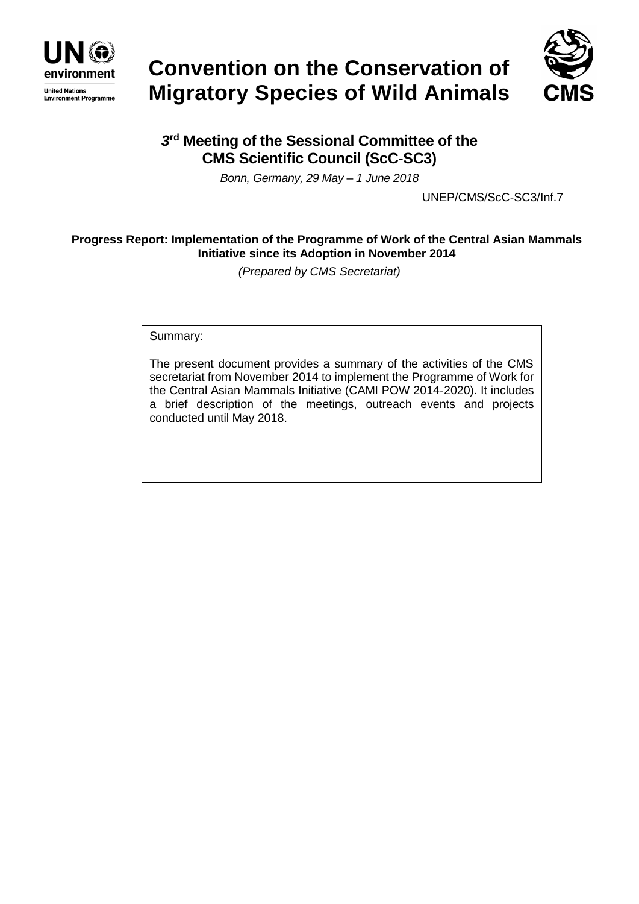United Nations Environment Programme

# Convention on the Conservation of Migratory Species of Wild Animals

CMS

## 3rd Meeting of the Sessional Committee of the CMS Scientific Council (ScC-SC3)

*Bonn, Germany, 29 May – 1 June 2018*

UNEP/CMS/ScC-SC3/Inf.7

**Progress Report: Implementation of the Programme of Work of the Central Asian Mammals Initiative since its Adoption in November 2014**

*(Prepared by CMS Secretariat)*

Summary:

The present document provides a summary of the activities of the CMS secretariat from November 2014 to implement the Programme of Work for the Central Asian Mammals Initiative (CAMI POW 2014-2020). It includes a brief description of the meetings, outreach events and projects conducted until May 2018.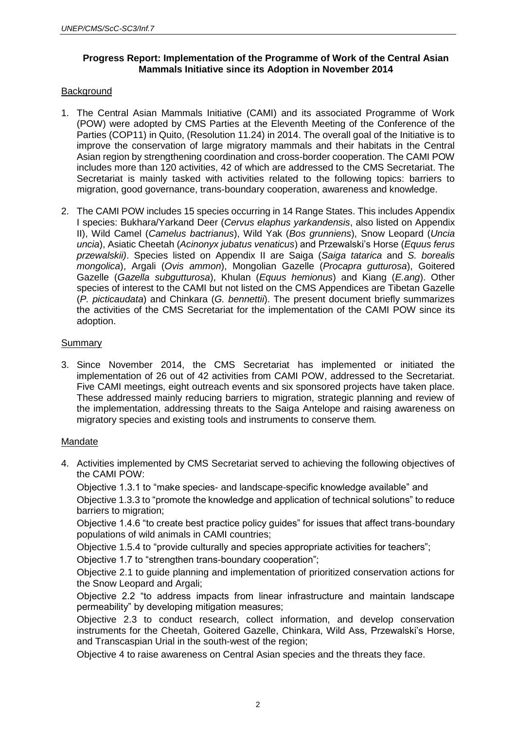### Progress Report: Implementation of the Programme of Work of the Central Asian Mammals Initiative since its Adoption in November 2014

Background

1. The Central Asian Mammals Initiative (CAMI) and its associated Programme of Work (POW) were adopted by CMS Parties at the Eleventh Meeting of the Conference of the Parties (COP11) in Quito, (Resolution 11.24) in 2014. The overall goal of the Initiative is to improve the conservation of large migratory mammals and their habitats in the Central Asian region by strengthening coordination and cross-border cooperation. The CAMI POW includes more than 120 activities, 42 of which are addressed to the CMS Secretariat. The Secretariat is mainly tasked with activities related to the following topics: barriers to migration, good governance, trans-boundary cooperation, awareness and knowledge.

2. The CAMI POW includes 15 species occurring in 14 Range States. This includes Appendix I species: Bukhara/Yarkand Deer (*Cervus elaphus yarkandensis*, also listed on Appendix II), Wild Camel (*Camelus bactrianus*), Wild Yak (*Bos grunniens*), Snow Leopard (*Uncia uncia*), Asiatic Cheetah (*Acinonyx jubatus venaticus*) and Przewalski's Horse (*Equus ferus przewalskii)*. Species listed on Appendix II are Saiga (*Saiga tatarica* and *S. borealis mongolica*), Argali (*Ovis ammon*), Mongolian Gazelle (*Procapra gutturosa*), Goitered Gazelle (*Gazella subgutturosa*), Khulan (*Equus hemionus*) and Kiang (*E.ang*). Other species of interest to the CAMI but not listed on the CMS Appendices are Tibetan Gazelle (*P. picticaudata*) and Chinkara (*G. bennettii*). The present document briefly summarizes the activities of the CMS Secretariat for the implementation of the CAMI POW since its adoption.

Summary

3. Since November 2014, the CMS Secretariat has implemented or initiated the implementation of 26 out of 42 activities from CAMI POW, addressed to the Secretariat. Five CAMI meetings, eight outreach events and six sponsored projects have taken place. These addressed mainly reducing barriers to migration, strategic planning and review of the implementation, addressing threats to the Saiga Antelope and raising awareness on migratory species and existing tools and instruments to conserve them.

Mandate

4. Activities implemented by CMS Secretariat served to achieving the following objectives of the CAMI POW:

   Objective 1.3.1 to "make species- and landscape-specific knowledge available" and

   Objective 1.3.3 to "promote the knowledge and application of technical solutions" to reduce barriers to migration;

   Objective 1.4.6 "to create best practice policy guides" for issues that affect trans-boundary populations of wild animals in CAMI countries;

   Objective 1.5.4 to "provide culturally and species appropriate activities for teachers";

   Objective 1.7 to "strengthen trans-boundary cooperation";

   Objective 2.1 to guide planning and implementation of prioritized conservation actions for the Snow Leopard and Argali;

   Objective 2.2 "to address impacts from linear infrastructure and maintain landscape permeability" by developing mitigation measures;

   Objective 2.3 to conduct research, collect information, and develop conservation instruments for the Cheetah, Goitered Gazelle, Chinkara, Wild Ass, Przewalski's Horse, and Transcaspian Urial in the south-west of the region;

   Objective 4 to raise awareness on Central Asian species and the threats they face.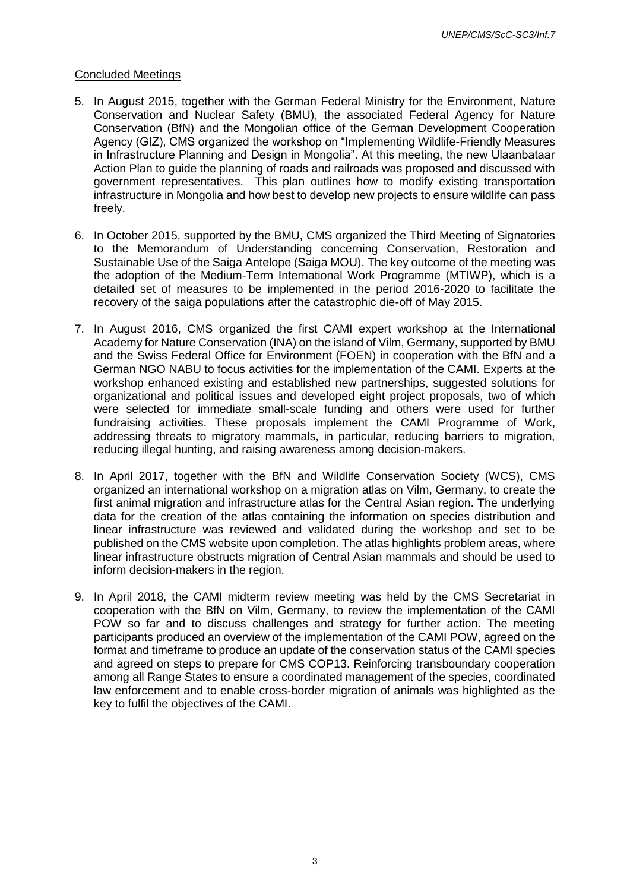Concluded Meetings

5. In August 2015, together with the German Federal Ministry for the Environment, Nature Conservation and Nuclear Safety (BMU), the associated Federal Agency for Nature Conservation (BfN) and the Mongolian office of the German Development Cooperation Agency (GIZ), CMS organized the workshop on "Implementing Wildlife-Friendly Measures in Infrastructure Planning and Design in Mongolia". At this meeting, the new Ulaanbataar Action Plan to guide the planning of roads and railroads was proposed and discussed with government representatives. This plan outlines how to modify existing transportation infrastructure in Mongolia and how best to develop new projects to ensure wildlife can pass freely.

6. In October 2015, supported by the BMU, CMS organized the Third Meeting of Signatories to the Memorandum of Understanding concerning Conservation, Restoration and Sustainable Use of the Saiga Antelope (Saiga MOU). The key outcome of the meeting was the adoption of the Medium-Term International Work Programme (MTIWP), which is a detailed set of measures to be implemented in the period 2016-2020 to facilitate the recovery of the saiga populations after the catastrophic die-off of May 2015.

7. In August 2016, CMS organized the first CAMI expert workshop at the International Academy for Nature Conservation (INA) on the island of Vilm, Germany, supported by BMU and the Swiss Federal Office for Environment (FOEN) in cooperation with the BfN and a German NGO NABU to focus activities for the implementation of the CAMI. Experts at the workshop enhanced existing and established new partnerships, suggested solutions for organizational and political issues and developed eight project proposals, two of which were selected for immediate small-scale funding and others were used for further fundraising activities. These proposals implement the CAMI Programme of Work, addressing threats to migratory mammals, in particular, reducing barriers to migration, reducing illegal hunting, and raising awareness among decision-makers.

8. In April 2017, together with the BfN and Wildlife Conservation Society (WCS), CMS organized an international workshop on a migration atlas on Vilm, Germany, to create the first animal migration and infrastructure atlas for the Central Asian region. The underlying data for the creation of the atlas containing the information on species distribution and linear infrastructure was reviewed and validated during the workshop and set to be published on the CMS website upon completion. The atlas highlights problem areas, where linear infrastructure obstructs migration of Central Asian mammals and should be used to inform decision-makers in the region.

9. In April 2018, the CAMI midterm review meeting was held by the CMS Secretariat in cooperation with the BfN on Vilm, Germany, to review the implementation of the CAMI POW so far and to discuss challenges and strategy for further action. The meeting participants produced an overview of the implementation of the CAMI POW, agreed on the format and timeframe to produce an update of the conservation status of the CAMI species and agreed on steps to prepare for CMS COP13. Reinforcing transboundary cooperation among all Range States to ensure a coordinated management of the species, coordinated law enforcement and to enable cross-border migration of animals was highlighted as the key to fulfil the objectives of the CAMI.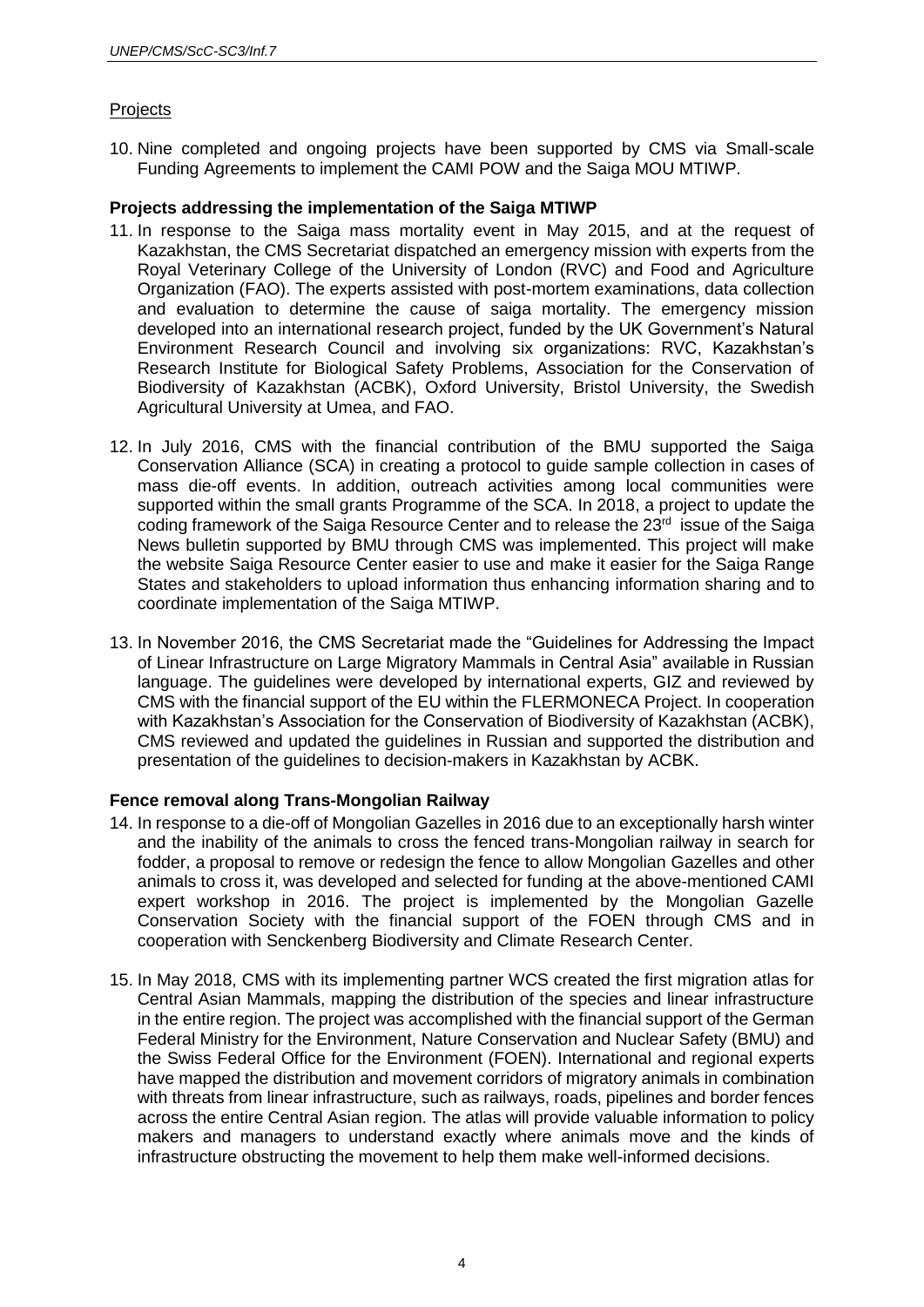Projects

10. Nine completed and ongoing projects have been supported by CMS via Small-scale Funding Agreements to implement the CAMI POW and the Saiga MOU MTIWP.

**Projects addressing the implementation of the Saiga MTIWP**

11. In response to the Saiga mass mortality event in May 2015, and at the request of Kazakhstan, the CMS Secretariat dispatched an emergency mission with experts from the Royal Veterinary College of the University of London (RVC) and Food and Agriculture Organization (FAO). The experts assisted with post-mortem examinations, data collection and evaluation to determine the cause of saiga mortality. The emergency mission developed into an international research project, funded by the UK Government's Natural Environment Research Council and involving six organizations: RVC, Kazakhstan's Research Institute for Biological Safety Problems, Association for the Conservation of Biodiversity of Kazakhstan (ACBK), Oxford University, Bristol University, the Swedish Agricultural University at Umea, and FAO.

12. In July 2016, CMS with the financial contribution of the BMU supported the Saiga Conservation Alliance (SCA) in creating a protocol to guide sample collection in cases of mass die-off events. In addition, outreach activities among local communities were supported within the small grants Programme of the SCA. In 2018, a project to update the coding framework of the Saiga Resource Center and to release the 23rd issue of the Saiga News bulletin supported by BMU through CMS was implemented. This project will make the website Saiga Resource Center easier to use and make it easier for the Saiga Range States and stakeholders to upload information thus enhancing information sharing and to coordinate implementation of the Saiga MTIWP.

13. In November 2016, the CMS Secretariat made the "Guidelines for Addressing the Impact of Linear Infrastructure on Large Migratory Mammals in Central Asia" available in Russian language. The guidelines were developed by international experts, GIZ and reviewed by CMS with the financial support of the EU within the FLERMONECA Project. In cooperation with Kazakhstan's Association for the Conservation of Biodiversity of Kazakhstan (ACBK), CMS reviewed and updated the guidelines in Russian and supported the distribution and presentation of the guidelines to decision-makers in Kazakhstan by ACBK.

**Fence removal along Trans-Mongolian Railway**

14. In response to a die-off of Mongolian Gazelles in 2016 due to an exceptionally harsh winter and the inability of the animals to cross the fenced trans-Mongolian railway in search for fodder, a proposal to remove or redesign the fence to allow Mongolian Gazelles and other animals to cross it, was developed and selected for funding at the above-mentioned CAMI expert workshop in 2016. The project is implemented by the Mongolian Gazelle Conservation Society with the financial support of the FOEN through CMS and in cooperation with Senckenberg Biodiversity and Climate Research Center.

15. In May 2018, CMS with its implementing partner WCS created the first migration atlas for Central Asian Mammals, mapping the distribution of the species and linear infrastructure in the entire region. The project was accomplished with the financial support of the German Federal Ministry for the Environment, Nature Conservation and Nuclear Safety (BMU) and the Swiss Federal Office for the Environment (FOEN). International and regional experts have mapped the distribution and movement corridors of migratory animals in combination with threats from linear infrastructure, such as railways, roads, pipelines and border fences across the entire Central Asian region. The atlas will provide valuable information to policy makers and managers to understand exactly where animals move and the kinds of infrastructure obstructing the movement to help them make well-informed decisions.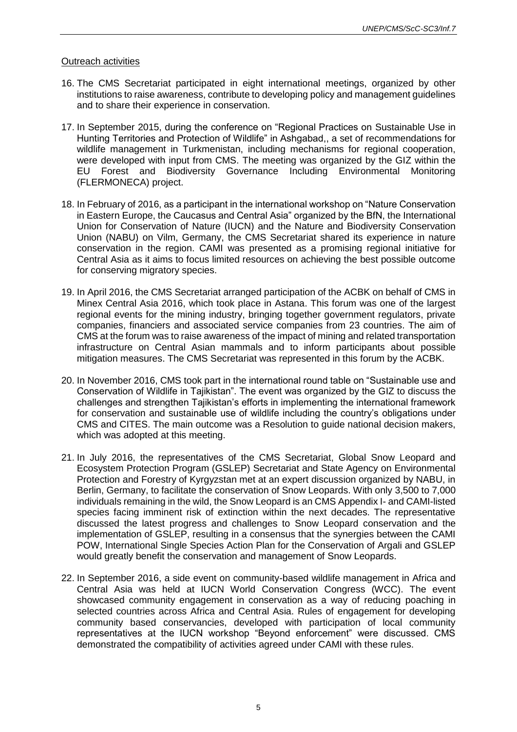Outreach activities

16. The CMS Secretariat participated in eight international meetings, organized by other institutions to raise awareness, contribute to developing policy and management guidelines and to share their experience in conservation.

17. In September 2015, during the conference on “Regional Practices on Sustainable Use in Hunting Territories and Protection of Wildlife” in Ashgabad,, a set of recommendations for wildlife management in Turkmenistan, including mechanisms for regional cooperation, were developed with input from CMS. The meeting was organized by the GIZ within the EU Forest and Biodiversity Governance Including Environmental Monitoring (FLERMONECA) project.

18. In February of 2016, as a participant in the international workshop on “Nature Conservation in Eastern Europe, the Caucasus and Central Asia” organized by the BfN, the International Union for Conservation of Nature (IUCN) and the Nature and Biodiversity Conservation Union (NABU) on Vilm, Germany, the CMS Secretariat shared its experience in nature conservation in the region. CAMI was presented as a promising regional initiative for Central Asia as it aims to focus limited resources on achieving the best possible outcome for conserving migratory species.

19. In April 2016, the CMS Secretariat arranged participation of the ACBK on behalf of CMS in Minex Central Asia 2016, which took place in Astana. This forum was one of the largest regional events for the mining industry, bringing together government regulators, private companies, financiers and associated service companies from 23 countries. The aim of CMS at the forum was to raise awareness of the impact of mining and related transportation infrastructure on Central Asian mammals and to inform participants about possible mitigation measures. The CMS Secretariat was represented in this forum by the ACBK.

20. In November 2016, CMS took part in the international round table on “Sustainable use and Conservation of Wildlife in Tajikistan”. The event was organized by the GIZ to discuss the challenges and strengthen Tajikistan’s efforts in implementing the international framework for conservation and sustainable use of wildlife including the country’s obligations under CMS and CITES. The main outcome was a Resolution to guide national decision makers, which was adopted at this meeting.

21. In July 2016, the representatives of the CMS Secretariat, Global Snow Leopard and Ecosystem Protection Program (GSLEP) Secretariat and State Agency on Environmental Protection and Forestry of Kyrgyzstan met at an expert discussion organized by NABU, in Berlin, Germany, to facilitate the conservation of Snow Leopards. With only 3,500 to 7,000 individuals remaining in the wild, the Snow Leopard is an CMS Appendix I- and CAMI-listed species facing imminent risk of extinction within the next decades. The representative discussed the latest progress and challenges to Snow Leopard conservation and the implementation of GSLEP, resulting in a consensus that the synergies between the CAMI POW, International Single Species Action Plan for the Conservation of Argali and GSLEP would greatly benefit the conservation and management of Snow Leopards.

22. In September 2016, a side event on community-based wildlife management in Africa and Central Asia was held at IUCN World Conservation Congress (WCC). The event showcased community engagement in conservation as a way of reducing poaching in selected countries across Africa and Central Asia. Rules of engagement for developing community based conservancies, developed with participation of local community representatives at the IUCN workshop “Beyond enforcement” were discussed. CMS demonstrated the compatibility of activities agreed under CAMI with these rules.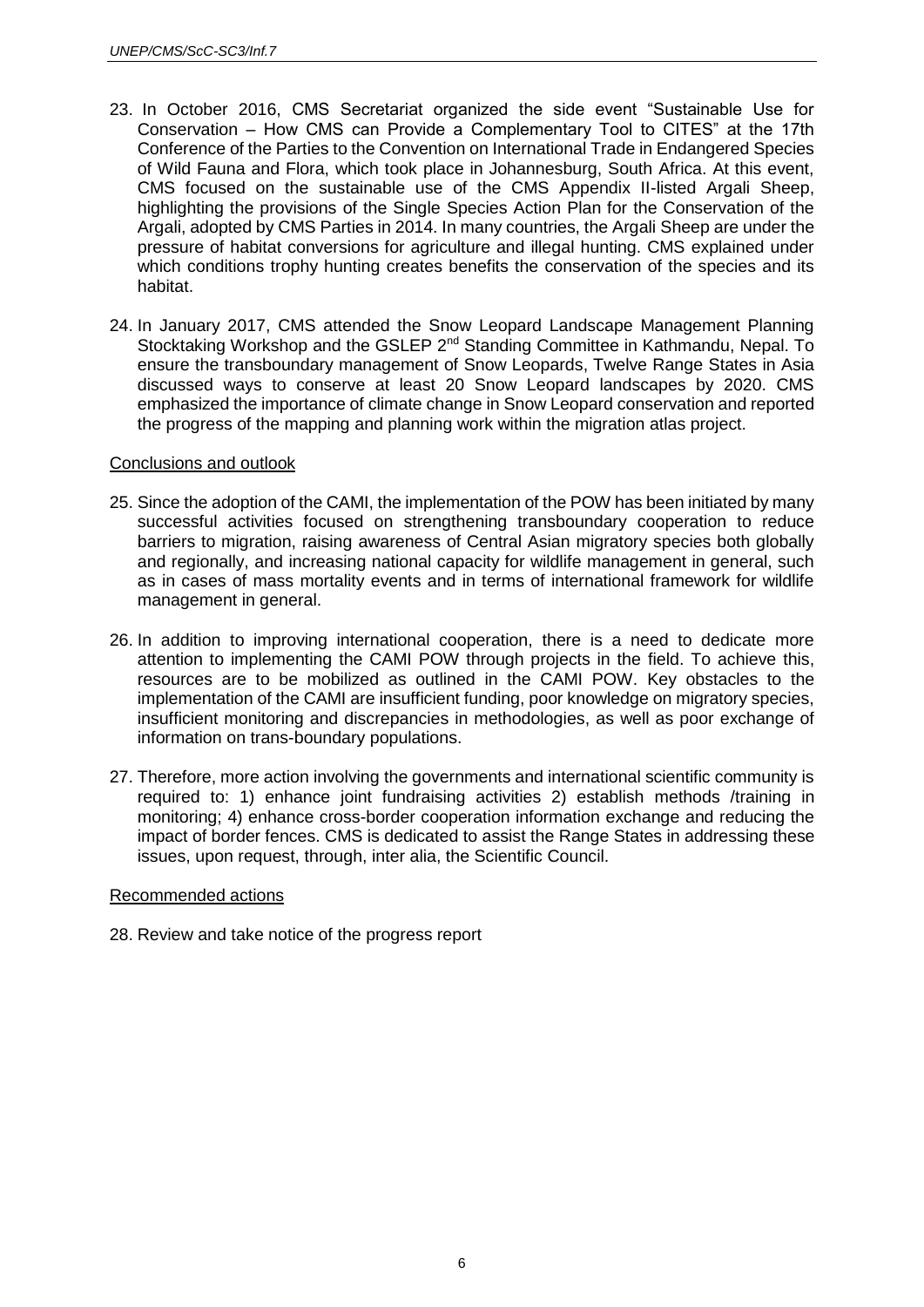23. In October 2016, CMS Secretariat organized the side event "Sustainable Use for Conservation – How CMS can Provide a Complementary Tool to CITES" at the 17th Conference of the Parties to the Convention on International Trade in Endangered Species of Wild Fauna and Flora, which took place in Johannesburg, South Africa. At this event, CMS focused on the sustainable use of the CMS Appendix II-listed Argali Sheep, highlighting the provisions of the Single Species Action Plan for the Conservation of the Argali, adopted by CMS Parties in 2014. In many countries, the Argali Sheep are under the pressure of habitat conversions for agriculture and illegal hunting. CMS explained under which conditions trophy hunting creates benefits the conservation of the species and its habitat.

24. In January 2017, CMS attended the Snow Leopard Landscape Management Planning Stocktaking Workshop and the GSLEP 2nd Standing Committee in Kathmandu, Nepal. To ensure the transboundary management of Snow Leopards, Twelve Range States in Asia discussed ways to conserve at least 20 Snow Leopard landscapes by 2020. CMS emphasized the importance of climate change in Snow Leopard conservation and reported the progress of the mapping and planning work within the migration atlas project.

Conclusions and outlook

25. Since the adoption of the CAMI, the implementation of the POW has been initiated by many successful activities focused on strengthening transboundary cooperation to reduce barriers to migration, raising awareness of Central Asian migratory species both globally and regionally, and increasing national capacity for wildlife management in general, such as in cases of mass mortality events and in terms of international framework for wildlife management in general.

26. In addition to improving international cooperation, there is a need to dedicate more attention to implementing the CAMI POW through projects in the field. To achieve this, resources are to be mobilized as outlined in the CAMI POW. Key obstacles to the implementation of the CAMI are insufficient funding, poor knowledge on migratory species, insufficient monitoring and discrepancies in methodologies, as well as poor exchange of information on trans-boundary populations.

27. Therefore, more action involving the governments and international scientific community is required to: 1) enhance joint fundraising activities 2) establish methods /training in monitoring; 4) enhance cross-border cooperation information exchange and reducing the impact of border fences. CMS is dedicated to assist the Range States in addressing these issues, upon request, through, inter alia, the Scientific Council.

Recommended actions

28. Review and take notice of the progress report